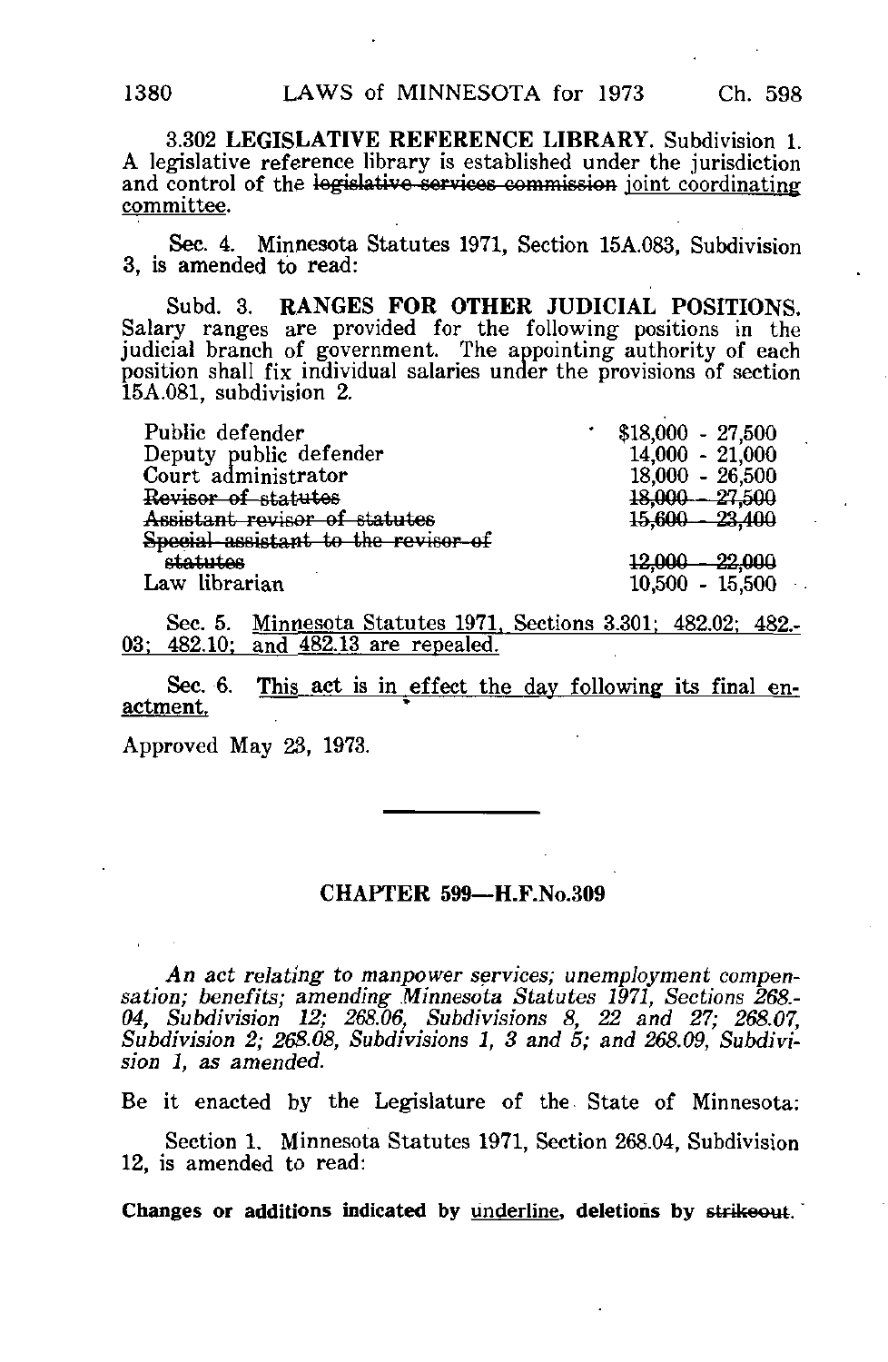3.302 **LEGISLATIVE REFERENCE LIBRARY.** Subdivision 1. A legislative reference library is established under the jurisdiction and control of the ~~legislative services commission~~ <u>joint coordinating committee</u>.

Sec. 4. Minnesota Statutes 1971, Section 15A.083, Subdivision 3, is amended to read:

Subd. 3. **RANGES FOR OTHER JUDICIAL POSITIONS.** Salary ranges are provided for the following positions in the judicial branch of government. The appointing authority of each position shall fix individual salaries under the provisions of section 15A.081, subdivision 2.

| | |
|---|---|
| Public defender | $18,000 - 27,500 |
| Deputy public defender | 14,000 - 21,000 |
| Court administrator | 18,000 - 26,500 |
| ~~Revisor of statutes~~ | ~~18,000 - 27,500~~ |
| ~~Assistant revisor of statutes~~ | ~~15,600 - 23,400~~ |
| ~~Special assistant to the revisor of statutes~~ | ~~12,000 - 22,000~~ |
| Law librarian | 10,500 - 15,500 |

Sec. 5. <u>Minnesota Statutes 1971, Sections 3.301; 482.02; 482.03; 482.10; and 482.13 are repealed.</u>

Sec. 6. <u>This act is in effect the day following its final enactment.</u>

Approved May 23, 1973.

---

## CHAPTER 599—H.F.No.309

*An act relating to manpower services; unemployment compensation; benefits; amending Minnesota Statutes 1971, Sections 268.04, Subdivision 12; 268.06, Subdivisions 8, 22 and 27; 268.07, Subdivision 2; 268.08, Subdivisions 1, 3 and 5; and 268.09, Subdivision 1, as amended.*

Be it enacted by the Legislature of the State of Minnesota:

Section 1. Minnesota Statutes 1971, Section 268.04, Subdivision 12, is amended to read:

**Changes or additions indicated by <u>underline</u>, deletions by ~~strikeout~~.**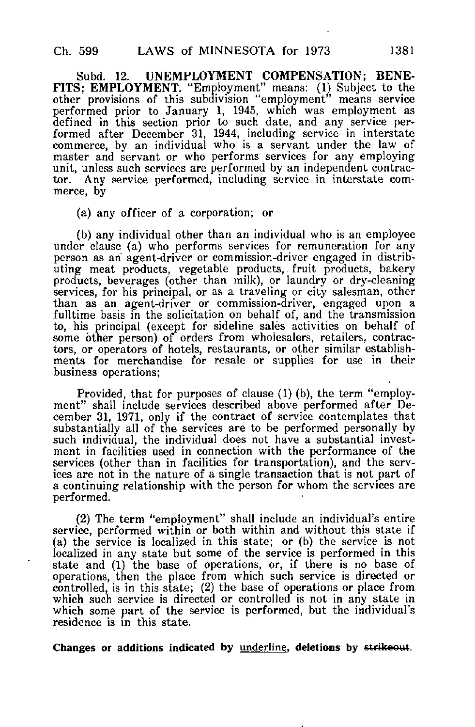Subd. 12. **UNEMPLOYMENT COMPENSATION; BENEFITS; EMPLOYMENT.** "Employment" means: (1) Subject to the other provisions of this subdivision "employment" means service performed prior to January 1, 1945, which was employment as defined in this section prior to such date, and any service performed after December 31, 1944, including service in interstate commerce, by an individual who is a servant under the law of master and servant or who performs services for any employing unit, unless such services are performed by an independent contractor. Any service performed, including service in interstate commerce, by

(a) any officer of a corporation; or

(b) any individual other than an individual who is an employee under clause (a) who performs services for remuneration for any person as an agent-driver or commission-driver engaged in distributing meat products, vegetable products, fruit products, bakery products, beverages (other than milk), or laundry or dry-cleaning services, for his principal, or as a traveling or city salesman, other than as an agent-driver or commission-driver, engaged upon a fulltime basis in the solicitation on behalf of, and the transmission to, his principal (except for sideline sales activities on behalf of some other person) of orders from wholesalers, retailers, contractors, or operators of hotels, restaurants, or other similar establishments for merchandise for resale or supplies for use in their business operations;

Provided, that for purposes of clause (1) (b), the term "employment" shall include services described above performed after December 31, 1971, only if the contract of service contemplates that substantially all of the services are to be performed personally by such individual, the individual does not have a substantial investment in facilities used in connection with the performance of the services (other than in facilities for transportation), and the services are not in the nature of a single transaction that is not part of a continuing relationship with the person for whom the services are performed.

(2) The term "employment" shall include an individual's entire service, performed within or both within and without this state if (a) the service is localized in this state; or (b) the service is not localized in any state but some of the service is performed in this state and (1) the base of operations, or, if there is no base of operations, then the place from which such service is directed or controlled, is in this state; (2) the base of operations or place from which such service is directed or controlled is not in any state in which some part of the service is performed, but the individual's residence is in this state.

**Changes or additions indicated by underline, deletions by ~~strikeout~~.**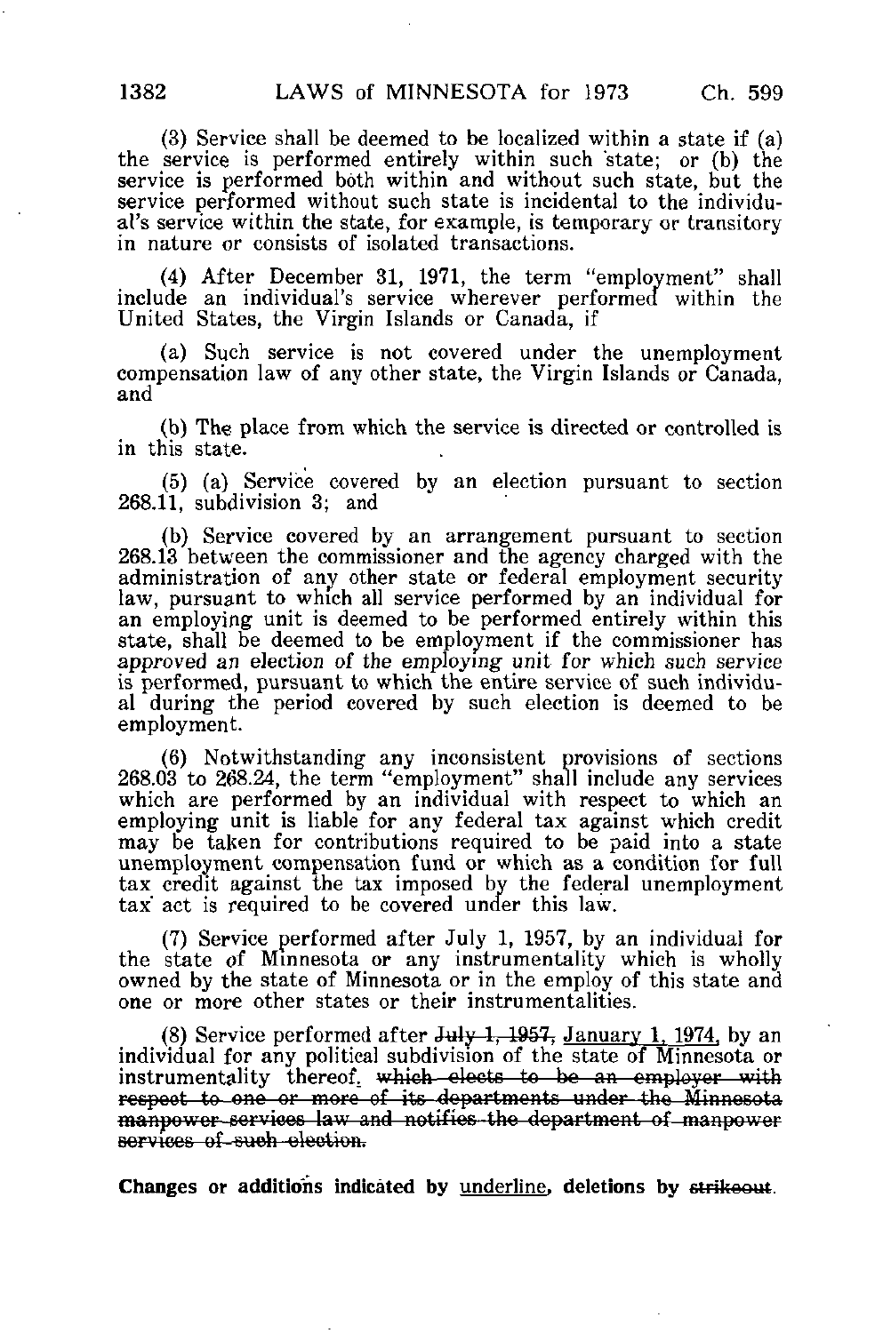(3) Service shall be deemed to be localized within a state if (a) the service is performed entirely within such state; or (b) the service is performed both within and without such state, but the service performed without such state is incidental to the individual's service within the state, for example, is temporary or transitory in nature or consists of isolated transactions.

(4) After December 31, 1971, the term "employment" shall include an individual's service wherever performed within the United States, the Virgin Islands or Canada, if

(a) Such service is not covered under the unemployment compensation law of any other state, the Virgin Islands or Canada, and

(b) The place from which the service is directed or controlled is in this state.

(5) (a) Service covered by an election pursuant to section 268.11, subdivision 3; and

(b) Service covered by an arrangement pursuant to section 268.13 between the commissioner and the agency charged with the administration of any other state or federal employment security law, pursuant to which all service performed by an individual for an employing unit is deemed to be performed entirely within this state, shall be deemed to be employment if the commissioner has approved an election of the employing unit for which such service is performed, pursuant to which the entire service of such individual during the period covered by such election is deemed to be employment.

(6) Notwithstanding any inconsistent provisions of sections 268.03 to 268.24, the term "employment" shall include any services which are performed by an individual with respect to which an employing unit is liable for any federal tax against which credit may be taken for contributions required to be paid into a state unemployment compensation fund or which as a condition for full tax credit against the tax imposed by the federal unemployment tax act is required to be covered under this law.

(7) Service performed after July 1, 1957, by an individual for the state of Minnesota or any instrumentality which is wholly owned by the state of Minnesota or in the employ of this state and one or more other states or their instrumentalities.

(8) Service performed after ~~July 1, 1957,~~ <u>January 1, 1974,</u> by an individual for any political subdivision of the state of Minnesota or instrumentality thereof<u>.</u> ~~which elects to be an employer with respect to one or more of its departments under the Minnesota manpower services law and notifies the department of manpower services of such election.~~

**Changes or additions indicated by <u>underline</u>, deletions by ~~strikeout~~.**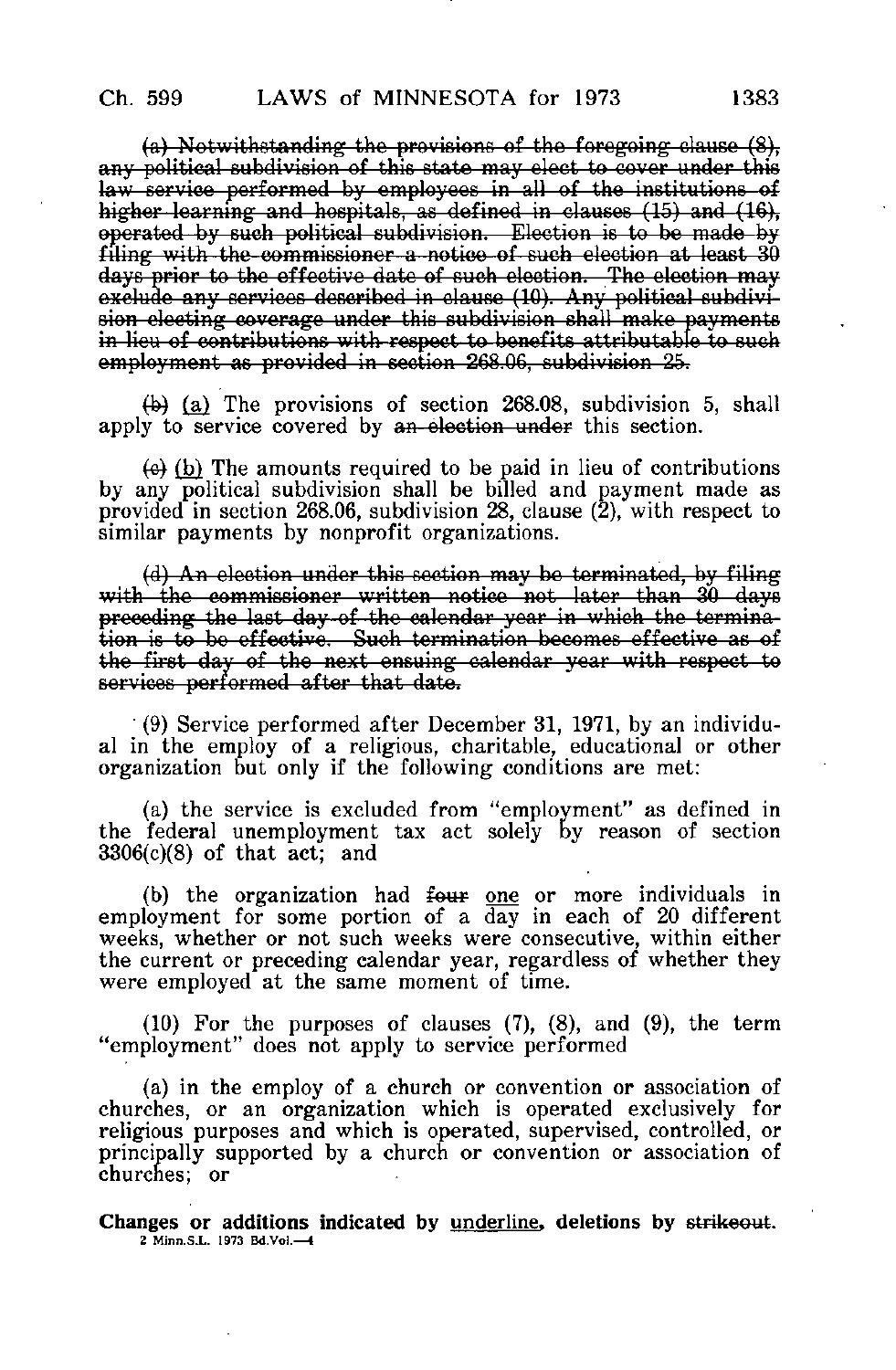~~(a) Notwithstanding the provisions of the foregoing clause (8), any political subdivision of this state may elect to cover under this law service performed by employees in all of the institutions of higher learning and hospitals, as defined in clauses (15) and (16), operated by such political subdivision. Election is to be made by filing with the commissioner a notice of such election at least 30 days prior to the effective date of such election. The election may exclude any services described in clause (10). Any political subdivision electing coverage under this subdivision shall make payments in lieu of contributions with respect to benefits attributable to such employment as provided in section 268.06, subdivision 25.~~

~~(b)~~ <u>(a)</u> The provisions of section 268.08, subdivision 5, shall apply to service covered by ~~an election under~~ this section.

~~(c)~~ <u>(b)</u> The amounts required to be paid in lieu of contributions by any political subdivision shall be billed and payment made as provided in section 268.06, subdivision 28, clause (2), with respect to similar payments by nonprofit organizations.

~~(d) An election under this section may be terminated, by filing with the commissioner written notice not later than 30 days preceding the last day of the calendar year in which the termination is to be effective. Such termination becomes effective as of the first day of the next ensuing calendar year with respect to services performed after that date.~~

(9) Service performed after December 31, 1971, by an individual in the employ of a religious, charitable, educational or other organization but only if the following conditions are met:

(a) the service is excluded from "employment" as defined in the federal unemployment tax act solely by reason of section 3306(c)(8) of that act; and

(b) the organization had ~~four~~ <u>one</u> or more individuals in employment for some portion of a day in each of 20 different weeks, whether or not such weeks were consecutive, within either the current or preceding calendar year, regardless of whether they were employed at the same moment of time.

(10) For the purposes of clauses (7), (8), and (9), the term "employment" does not apply to service performed

(a) in the employ of a church or convention or association of churches, or an organization which is operated exclusively for religious purposes and which is operated, supervised, controlled, or principally supported by a church or convention or association of churches; or

**Changes or additions indicated by <u>underline</u>, deletions by ~~strikeout~~.**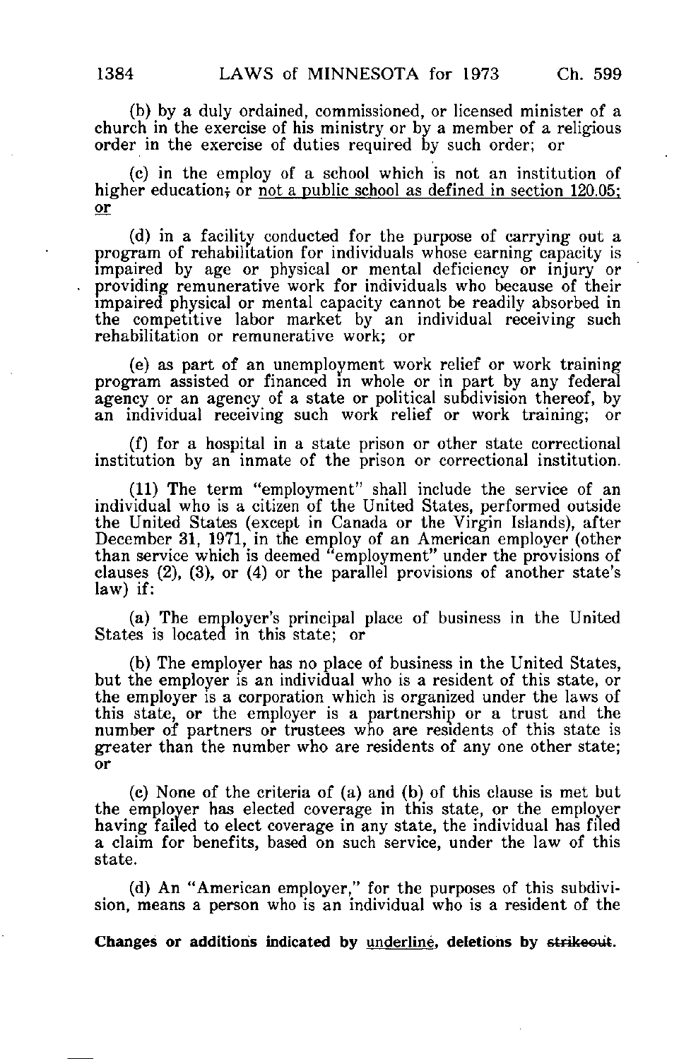(b) by a duly ordained, commissioned, or licensed minister of a church in the exercise of his ministry or by a member of a religious order in the exercise of duties required by such order; or

(c) in the employ of a school which is not an institution of higher education; or not a public school as defined in section 120.05; or

(d) in a facility conducted for the purpose of carrying out a program of rehabilitation for individuals whose earning capacity is impaired by age or physical or mental deficiency or injury or providing remunerative work for individuals who because of their impaired physical or mental capacity cannot be readily absorbed in the competitive labor market by an individual receiving such rehabilitation or remunerative work; or

(e) as part of an unemployment work relief or work training program assisted or financed in whole or in part by any federal agency or an agency of a state or political subdivision thereof, by an individual receiving such work relief or work training; or

(f) for a hospital in a state prison or other state correctional institution by an inmate of the prison or correctional institution.

(11) The term "employment" shall include the service of an individual who is a citizen of the United States, performed outside the United States (except in Canada or the Virgin Islands), after December 31, 1971, in the employ of an American employer (other than service which is deemed "employment" under the provisions of clauses (2), (3), or (4) or the parallel provisions of another state's law) if:

(a) The employer's principal place of business in the United States is located in this state; or

(b) The employer has no place of business in the United States, but the employer is an individual who is a resident of this state, or the employer is a corporation which is organized under the laws of this state, or the employer is a partnership or a trust and the number of partners or trustees who are residents of this state is greater than the number who are residents of any one other state; or

(c) None of the criteria of (a) and (b) of this clause is met but the employer has elected coverage in this state, or the employer having failed to elect coverage in any state, the individual has filed a claim for benefits, based on such service, under the law of this state.

(d) An "American employer," for the purposes of this subdivision, means a person who is an individual who is a resident of the

Changes or additions indicated by underline, deletions by strikeout.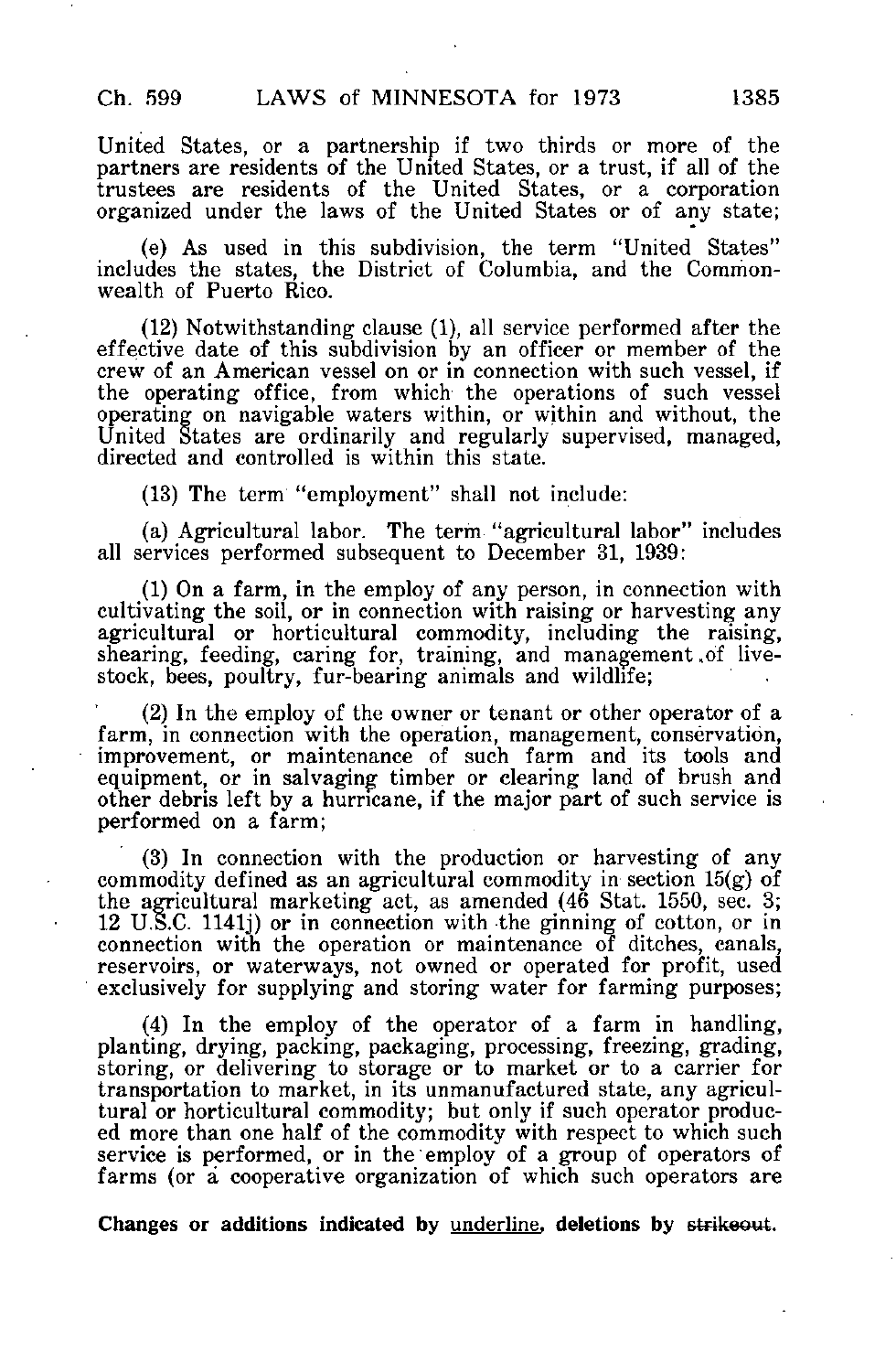United States, or a partnership if two thirds or more of the partners are residents of the United States, or a trust, if all of the trustees are residents of the United States, or a corporation organized under the laws of the United States or of any state;

(e) As used in this subdivision, the term "United States" includes the states, the District of Columbia, and the Commonwealth of Puerto Rico.

(12) Notwithstanding clause (1), all service performed after the effective date of this subdivision by an officer or member of the crew of an American vessel on or in connection with such vessel, if the operating office, from which the operations of such vessel operating on navigable waters within, or within and without, the United States are ordinarily and regularly supervised, managed, directed and controlled is within this state.

(13) The term "employment" shall not include:

(a) Agricultural labor. The term "agricultural labor" includes all services performed subsequent to December 31, 1939:

(1) On a farm, in the employ of any person, in connection with cultivating the soil, or in connection with raising or harvesting any agricultural or horticultural commodity, including the raising, shearing, feeding, caring for, training, and management of livestock, bees, poultry, fur-bearing animals and wildlife;

(2) In the employ of the owner or tenant or other operator of a farm, in connection with the operation, management, conservation, improvement, or maintenance of such farm and its tools and equipment, or in salvaging timber or clearing land of brush and other debris left by a hurricane, if the major part of such service is performed on a farm;

(3) In connection with the production or harvesting of any commodity defined as an agricultural commodity in section 15(g) of the agricultural marketing act, as amended (46 Stat. 1550, sec. 3; 12 U.S.C. 1141j) or in connection with the ginning of cotton, or in connection with the operation or maintenance of ditches, canals, reservoirs, or waterways, not owned or operated for profit, used exclusively for supplying and storing water for farming purposes;

(4) In the employ of the operator of a farm in handling, planting, drying, packing, packaging, processing, freezing, grading, storing, or delivering to storage or to market or to a carrier for transportation to market, in its unmanufactured state, any agricultural or horticultural commodity; but only if such operator produced more than one half of the commodity with respect to which such service is performed, or in the employ of a group of operators of farms (or a cooperative organization of which such operators are

**Changes or additions indicated by underline, deletions by ~~strikeout~~.**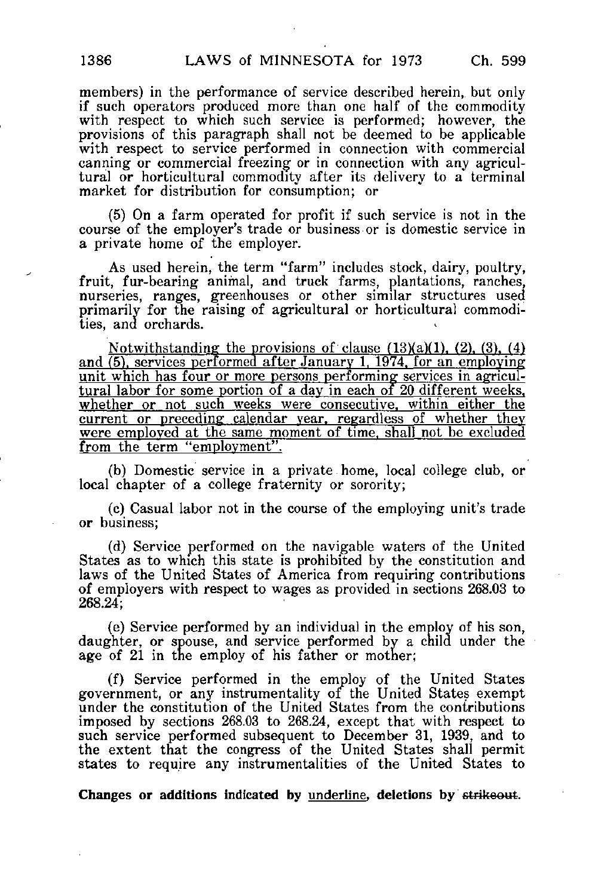members) in the performance of service described herein, but only if such operators produced more than one half of the commodity with respect to which such service is performed; however, the provisions of this paragraph shall not be deemed to be applicable with respect to service performed in connection with commercial canning or commercial freezing or in connection with any agricultural or horticultural commodity after its delivery to a terminal market for distribution for consumption; or

(5) On a farm operated for profit if such service is not in the course of the employer's trade or business or is domestic service in a private home of the employer.

As used herein, the term "farm" includes stock, dairy, poultry, fruit, fur-bearing animal, and truck farms, plantations, ranches, nurseries, ranges, greenhouses or other similar structures used primarily for the raising of agricultural or horticultural commodities, and orchards.

<u>Notwithstanding the provisions of clause (13)(a)(1), (2), (3), (4) and (5), services performed after January 1, 1974, for an employing unit which has four or more persons performing services in agricultural labor for some portion of a day in each of 20 different weeks, whether or not such weeks were consecutive, within either the current or preceding calendar year, regardless of whether they were employed at the same moment of time, shall not be excluded from the term "employment".</u>

(b) Domestic service in a private home, local college club, or local chapter of a college fraternity or sorority;

(c) Casual labor not in the course of the employing unit's trade or business;

(d) Service performed on the navigable waters of the United States as to which this state is prohibited by the constitution and laws of the United States of America from requiring contributions of employers with respect to wages as provided in sections 268.03 to 268.24;

(e) Service performed by an individual in the employ of his son, daughter, or spouse, and service performed by a child under the age of 21 in the employ of his father or mother;

(f) Service performed in the employ of the United States government, or any instrumentality of the United States exempt under the constitution of the United States from the contributions imposed by sections 268.03 to 268.24, except that with respect to such service performed subsequent to December 31, 1939, and to the extent that the congress of the United States shall permit states to require any instrumentalities of the United States to

**Changes or additions indicated by <u>underline</u>, deletions by ~~strikeout~~.**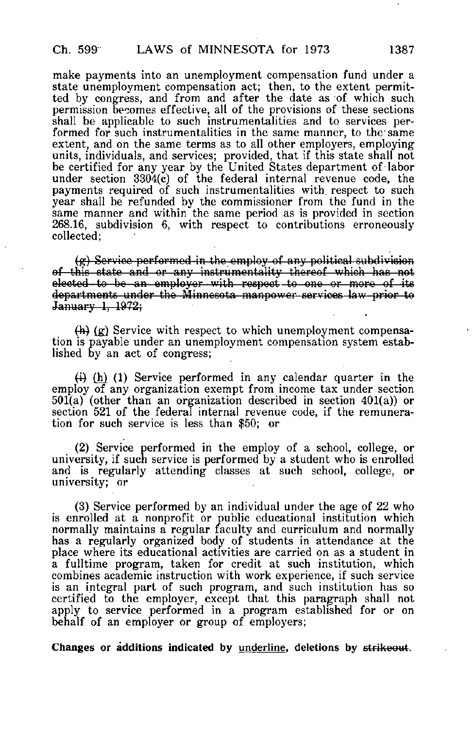make payments into an unemployment compensation fund under a state unemployment compensation act; then, to the extent permitted by congress, and from and after the date as of which such permission becomes effective, all of the provisions of these sections shall be applicable to such instrumentalities and to services performed for such instrumentalities in the same manner, to the same extent, and on the same terms as to all other employers, employing units, individuals, and services; provided, that if this state shall not be certified for any year by the United States department of labor under section 3304(c) of the federal internal revenue code, the payments required of such instrumentalities with respect to such year shall be refunded by the commissioner from the fund in the same manner and within the same period as is provided in section 268.16, subdivision 6, with respect to contributions erroneously collected;

~~(g) Service performed in the employ of any political subdivision of this state and or any instrumentality thereof which has not elected to be an employer with respect to one or more of its departments under the Minnesota manpower services law prior to January 1, 1972;~~

~~(h)~~ <u>(g)</u> Service with respect to which unemployment compensation is payable under an unemployment compensation system established by an act of congress;

~~(i)~~ <u>(h)</u> (1) Service performed in any calendar quarter in the employ of any organization exempt from income tax under section 501(a) (other than an organization described in section 401(a)) or section 521 of the federal internal revenue code, if the remuneration for such service is less than $50; or

(2) Service performed in the employ of a school, college, or university, if such service is performed by a student who is enrolled and is regularly attending classes at such school, college, or university; or

(3) Service performed by an individual under the age of 22 who is enrolled at a nonprofit or public educational institution which normally maintains a regular faculty and curriculum and normally has a regularly organized body of students in attendance at the place where its educational activities are carried on as a student in a fulltime program, taken for credit at such institution, which combines academic instruction with work experience, if such service is an integral part of such program, and such institution has so certified to the employer, except that this paragraph shall not apply to service performed in a program established for or on behalf of an employer or group of employers;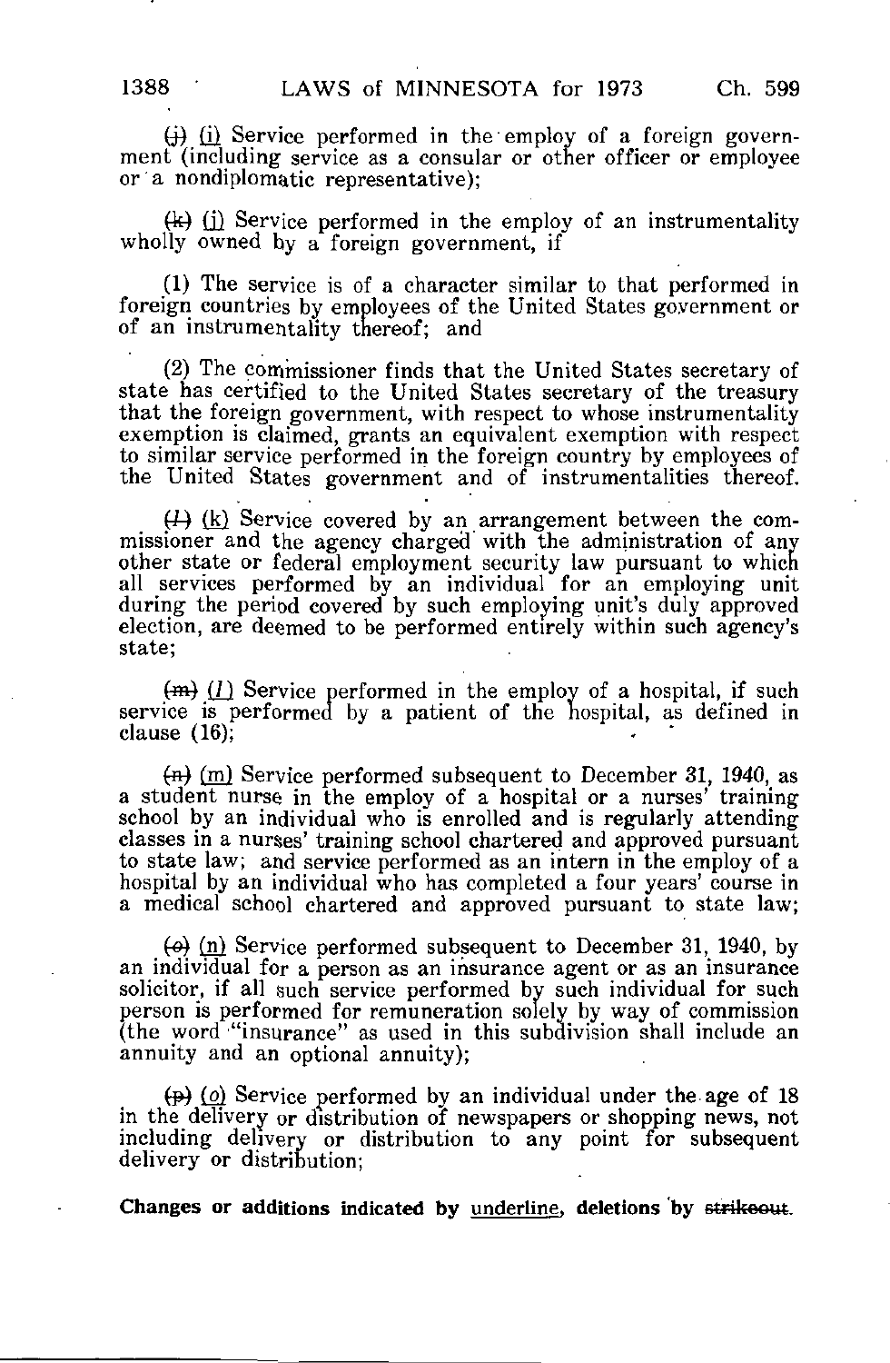~~(j)~~ <u>(i)</u> Service performed in the employ of a foreign government (including service as a consular or other officer or employee or a nondiplomatic representative);

~~(k)~~ <u>(j)</u> Service performed in the employ of an instrumentality wholly owned by a foreign government, if

(1) The service is of a character similar to that performed in foreign countries by employees of the United States government or of an instrumentality thereof; and

(2) The commissioner finds that the United States secretary of state has certified to the United States secretary of the treasury that the foreign government, with respect to whose instrumentality exemption is claimed, grants an equivalent exemption with respect to similar service performed in the foreign country by employees of the United States government and of instrumentalities thereof.

~~(l)~~ <u>(k)</u> Service covered by an arrangement between the commissioner and the agency charged with the administration of any other state or federal employment security law pursuant to which all services performed by an individual for an employing unit during the period covered by such employing unit's duly approved election, are deemed to be performed entirely within such agency's state;

~~(m)~~ <u>(l)</u> Service performed in the employ of a hospital, if such service is performed by a patient of the hospital, as defined in clause (16);

~~(n)~~ <u>(m)</u> Service performed subsequent to December 31, 1940, as a student nurse in the employ of a hospital or a nurses' training school by an individual who is enrolled and is regularly attending classes in a nurses' training school chartered and approved pursuant to state law; and service performed as an intern in the employ of a hospital by an individual who has completed a four years' course in a medical school chartered and approved pursuant to state law;

~~(o)~~ <u>(n)</u> Service performed subsequent to December 31, 1940, by an individual for a person as an insurance agent or as an insurance solicitor, if all such service performed by such individual for such person is performed for remuneration solely by way of commission (the word "insurance" as used in this subdivision shall include an annuity and an optional annuity);

~~(p)~~ <u>(o)</u> Service performed by an individual under the age of 18 in the delivery or distribution of newspapers or shopping news, not including delivery or distribution to any point for subsequent delivery or distribution;

**Changes or additions indicated by <u>underline</u>, deletions by ~~strikeout~~.**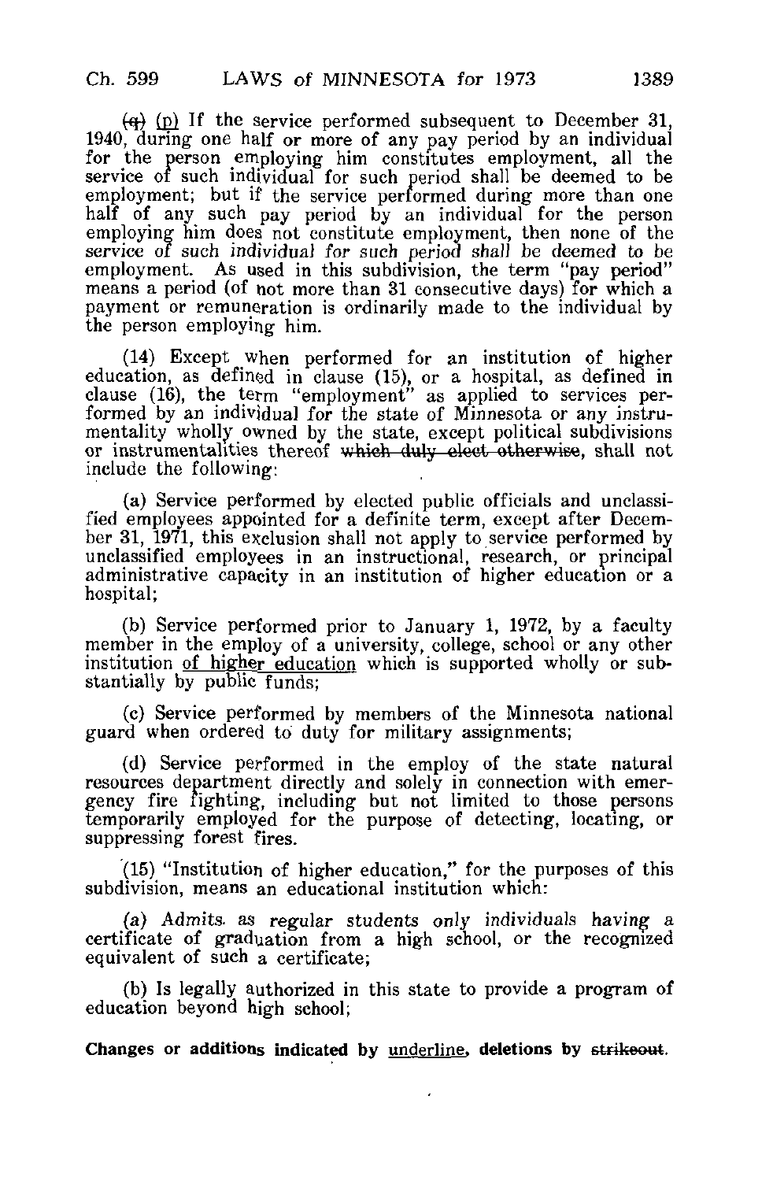~~(q)~~ <u>(p)</u> If the service performed subsequent to December 31, 1940, during one half or more of any pay period by an individual for the person employing him constitutes employment, all the service of such individual for such period shall be deemed to be employment; but if the service performed during more than one half of any such pay period by an individual for the person employing him does not constitute employment, then none of the service of such individual for such period shall be deemed to be employment. As used in this subdivision, the term "pay period" means a period (of not more than 31 consecutive days) for which a payment or remuneration is ordinarily made to the individual by the person employing him.

(14) Except when performed for an institution of higher education, as defined in clause (15), or a hospital, as defined in clause (16), the term "employment" as applied to services performed by an individual for the state of Minnesota or any instrumentality wholly owned by the state, except political subdivisions or instrumentalities thereof ~~which duly elect otherwise~~, shall not include the following:

(a) Service performed by elected public officials and unclassified employees appointed for a definite term, except after December 31, 1971, this exclusion shall not apply to service performed by unclassified employees in an instructional, research, or principal administrative capacity in an institution of higher education or a hospital;

(b) Service performed prior to January 1, 1972, by a faculty member in the employ of a university, college, school or any other institution <u>of higher education</u> which is supported wholly or substantially by public funds;

(c) Service performed by members of the Minnesota national guard when ordered to duty for military assignments;

(d) Service performed in the employ of the state natural resources department directly and solely in connection with emergency fire fighting, including but not limited to those persons temporarily employed for the purpose of detecting, locating, or suppressing forest fires.

(15) "Institution of higher education," for the purposes of this subdivision, means an educational institution which:

(a) Admits as regular students only individuals having a certificate of graduation from a high school, or the recognized equivalent of such a certificate;

(b) Is legally authorized in this state to provide a program of education beyond high school;

**Changes or additions indicated by <u>underline</u>, deletions by ~~strikeout~~.**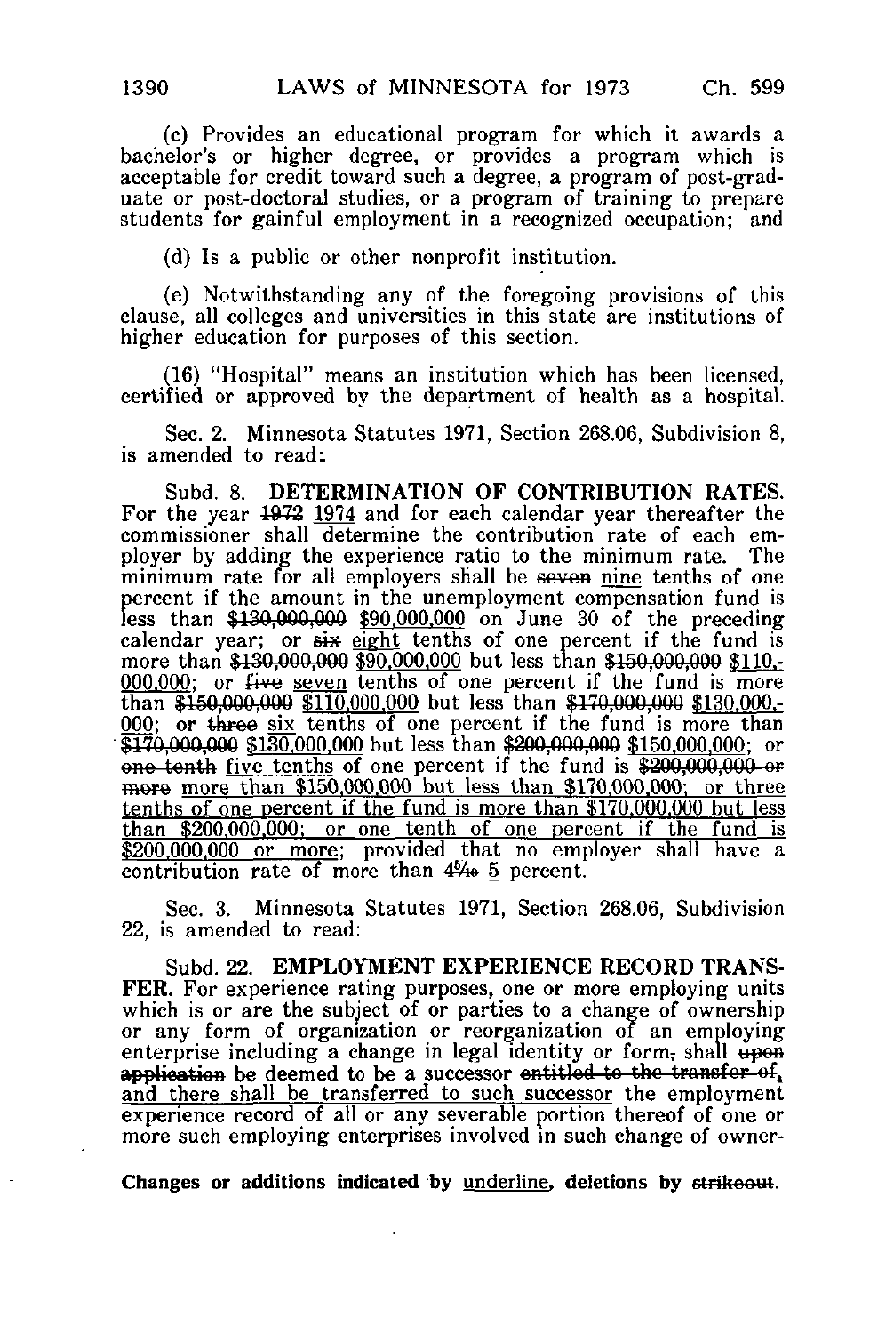(c) Provides an educational program for which it awards a bachelor's or higher degree, or provides a program which is acceptable for credit toward such a degree, a program of post-graduate or post-doctoral studies, or a program of training to prepare students for gainful employment in a recognized occupation; and

(d) Is a public or other nonprofit institution.

(e) Notwithstanding any of the foregoing provisions of this clause, all colleges and universities in this state are institutions of higher education for purposes of this section.

(16) "Hospital" means an institution which has been licensed, certified or approved by the department of health as a hospital.

Sec. 2. Minnesota Statutes 1971, Section 268.06, Subdivision 8, is amended to read:

Subd. 8. **DETERMINATION OF CONTRIBUTION RATES.** For the year ~~1972~~ <u>1974</u> and for each calendar year thereafter the commissioner shall determine the contribution rate of each employer by adding the experience ratio to the minimum rate. The minimum rate for all employers shall be ~~seven~~ <u>nine</u> tenths of one percent if the amount in the unemployment compensation fund is less than ~~$130,000,000~~ <u>$90,000,000</u> on June 30 of the preceding calendar year; or ~~six~~ <u>eight</u> tenths of one percent if the fund is more than ~~$130,000,000~~ <u>$90,000,000</u> but less than ~~$150,000,000~~ <u>$110,000,000</u>; or ~~five~~ <u>seven</u> tenths of one percent if the fund is more than ~~$150,000,000~~ <u>$110,000,000</u> but less than ~~$170,000,000~~ <u>$130,000,000</u>; or ~~three~~ <u>six</u> tenths of one percent if the fund is more than ~~$170,000,000~~ <u>$130,000,000</u> but less than ~~$200,000,000~~ <u>$150,000,000</u>; or ~~one tenth~~ <u>five tenths</u> of one percent if the fund is ~~$200,000,000 or more~~ <u>more than $150,000,000 but less than $170,000,000; or three tenths of one percent if the fund is more than $170,000,000 but less than $200,000,000; or one tenth of one percent if the fund is $200,000,000 or more</u>; provided that no employer shall have a contribution rate of more than ~~4$\frac{5}{10}$~~ <u>5</u> percent.

Sec. 3. Minnesota Statutes 1971, Section 268.06, Subdivision 22, is amended to read:

Subd. 22. **EMPLOYMENT EXPERIENCE RECORD TRANSFER.** For experience rating purposes, one or more employing units which is or are the subject of or parties to a change of ownership or any form of organization or reorganization of an employing enterprise including a change in legal identity or form~~,~~ shall ~~upon application~~ be deemed to be a successor ~~entitled to the transfer of~~, <u>and there shall be transferred to such successor</u> the employment experience record of all or any severable portion thereof of one or more such employing enterprises involved in such change of owner-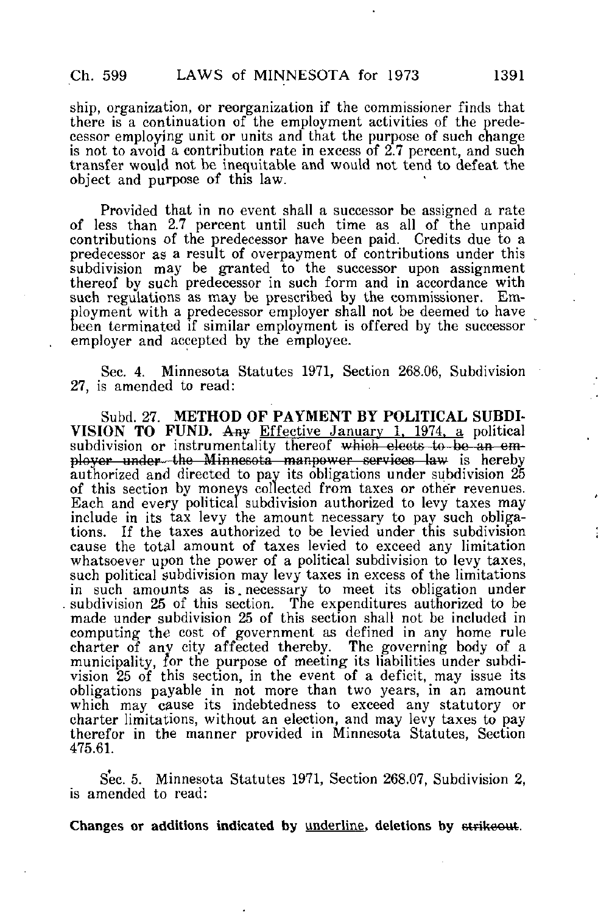ship, organization, or reorganization if the commissioner finds that there is a continuation of the employment activities of the predecessor employing unit or units and that the purpose of such change is not to avoid a contribution rate in excess of 2.7 percent, and such transfer would not be inequitable and would not tend to defeat the object and purpose of this law.

Provided that in no event shall a successor be assigned a rate of less than 2.7 percent until such time as all of the unpaid contributions of the predecessor have been paid. Credits due to a predecessor as a result of overpayment of contributions under this subdivision may be granted to the successor upon assignment thereof by such predecessor in such form and in accordance with such regulations as may be prescribed by the commissioner. Employment with a predecessor employer shall not be deemed to have been terminated if similar employment is offered by the successor employer and accepted by the employee.

Sec. 4. Minnesota Statutes 1971, Section 268.06, Subdivision 27, is amended to read:

Subd. 27. **METHOD OF PAYMENT BY POLITICAL SUBDIVISION TO FUND.** ~~Any~~ <u>Effective January 1, 1974, a</u> political subdivision or instrumentality thereof ~~which elects to be an employer under the Minnesota manpower services law~~ is hereby authorized and directed to pay its obligations under subdivision 25 of this section by moneys collected from taxes or other revenues. Each and every political subdivision authorized to levy taxes may include in its tax levy the amount necessary to pay such obligations. If the taxes authorized to be levied under this subdivision cause the total amount of taxes levied to exceed any limitation whatsoever upon the power of a political subdivision to levy taxes, such political subdivision may levy taxes in excess of the limitations in such amounts as is necessary to meet its obligation under subdivision 25 of this section. The expenditures authorized to be made under subdivision 25 of this section shall not be included in computing the cost of government as defined in any home rule charter of any city affected thereby. The governing body of a municipality, for the purpose of meeting its liabilities under subdivision 25 of this section, in the event of a deficit, may issue its obligations payable in not more than two years, in an amount which may cause its indebtedness to exceed any statutory or charter limitations, without an election, and may levy taxes to pay therefor in the manner provided in Minnesota Statutes, Section 475.61.

Sec. 5. Minnesota Statutes 1971, Section 268.07, Subdivision 2, is amended to read:

**Changes or additions indicated by <u>underline</u>, deletions by ~~strikeout~~.**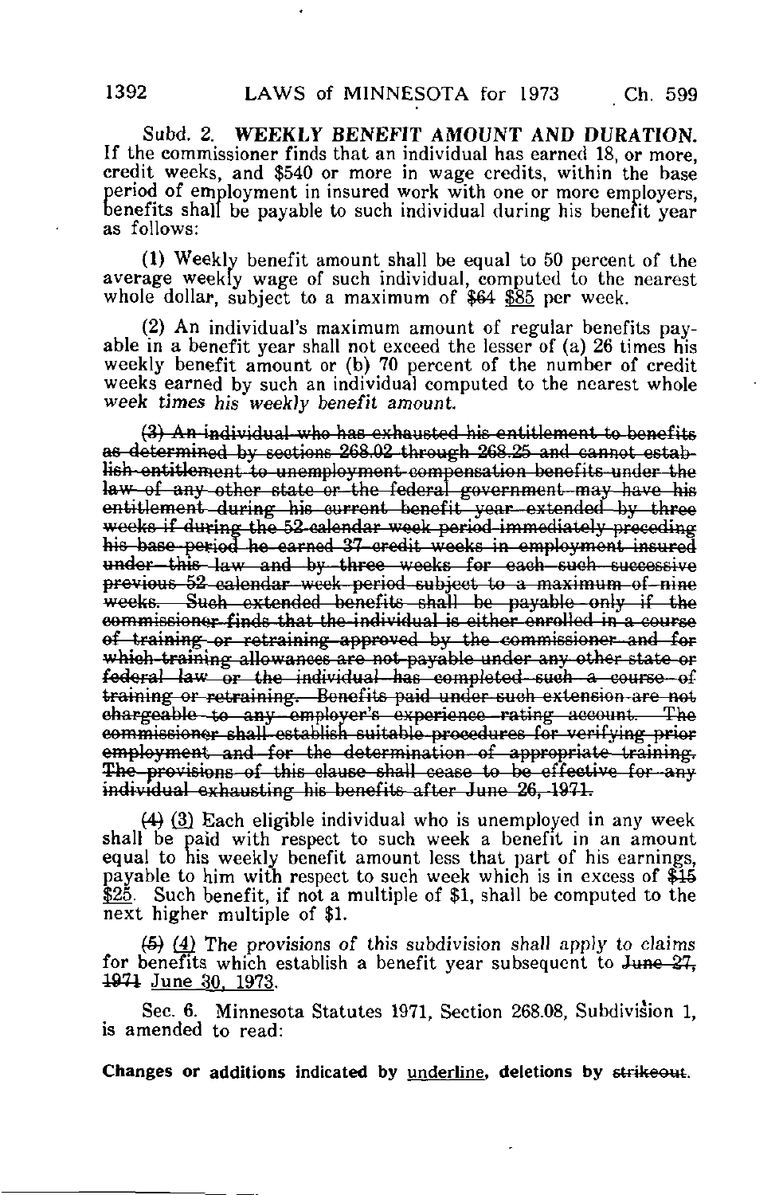Subd. 2. **WEEKLY BENEFIT AMOUNT AND DURATION.** If the commissioner finds that an individual has earned 18, or more, credit weeks, and $540 or more in wage credits, within the base period of employment in insured work with one or more employers, benefits shall be payable to such individual during his benefit year as follows:

(1) Weekly benefit amount shall be equal to 50 percent of the average weekly wage of such individual, computed to the nearest whole dollar, subject to a maximum of ~~$64~~ <u>$85</u> per week.

(2) An individual's maximum amount of regular benefits payable in a benefit year shall not exceed the lesser of (a) 26 times his weekly benefit amount or (b) 70 percent of the number of credit weeks earned by such an individual computed to the nearest whole *week times his weekly benefit amount.*

~~(3) An individual who has exhausted his entitlement to benefits as determined by sections 268.02 through 268.25 and cannot establish entitlement to unemployment compensation benefits under the law of any other state or the federal government may have his entitlement during his current benefit year extended by three weeks if during the 52-calendar week period immediately preceding his base period he earned 37 credit weeks in employment insured under this law and by three weeks for each such successive previous 52-calendar week period subject to a maximum of nine weeks. Such extended benefits shall be payable only if the commissioner finds that the individual is either enrolled in a course of training or retraining approved by the commissioner and for which training allowances are not payable under any other state or federal law or the individual has completed such a course of training or retraining. Benefits paid under such extension are not chargeable to any employer's experience rating account. The commissioner shall establish suitable procedures for verifying prior employment, and for the determination of appropriate training. The provisions of this clause shall cease to be effective for any individual exhausting his benefits after June 26, 1971.~~

~~(4)~~ <u>(3)</u> Each eligible individual who is unemployed in any week shall be paid with respect to such week a benefit in an amount equal to his weekly benefit amount less that part of his earnings, payable to him with respect to such week which is in excess of ~~$15~~ <u>$25</u>. Such benefit, if not a multiple of $1, shall be computed to the next higher multiple of $1.

~~(5)~~ <u>(4)</u> *The provisions of this subdivision shall apply to claims for benefits which establish a benefit year subsequent to* ~~June 27, 1971~~ <u>June 30, 1973</u>.

Sec. 6. Minnesota Statutes 1971, Section 268.08, Subdivision 1, is amended to read: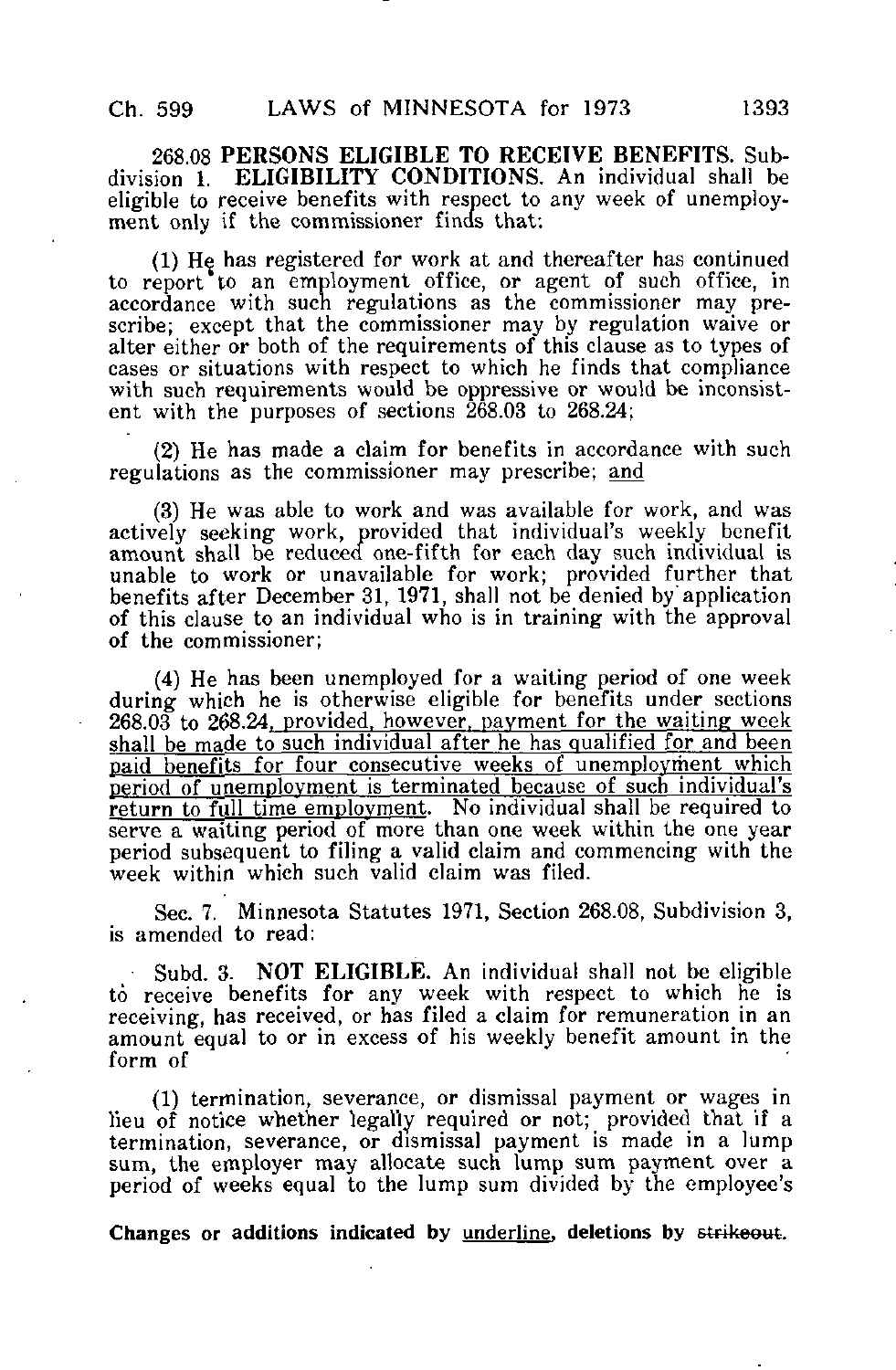268.08 **PERSONS ELIGIBLE TO RECEIVE BENEFITS.** Subdivision 1. **ELIGIBILITY CONDITIONS.** An individual shall be eligible to receive benefits with respect to any week of unemployment only if the commissioner finds that:

(1) He has registered for work at and thereafter has continued to report to an employment office, or agent of such office, in accordance with such regulations as the commissioner may prescribe; except that the commissioner may by regulation waive or alter either or both of the requirements of this clause as to types of cases or situations with respect to which he finds that compliance with such requirements would be oppressive or would be inconsistent with the purposes of sections 268.03 to 268.24;

(2) He has made a claim for benefits in accordance with such regulations as the commissioner may prescribe; <u>and</u>

(3) He was able to work and was available for work, and was actively seeking work, provided that individual's weekly benefit amount shall be reduced one-fifth for each day such individual is unable to work or unavailable for work; provided further that benefits after December 31, 1971, shall not be denied by application of this clause to an individual who is in training with the approval of the commissioner;

(4) He has been unemployed for a waiting period of one week during which he is otherwise eligible for benefits under sections 268.03 to 268.24<u>, provided, however, payment for the waiting week shall be made to such individual after he has qualified for and been paid benefits for four consecutive weeks of unemployment which period of unemployment is terminated because of such individual's return to full time employment</u>. No individual shall be required to serve a waiting period of more than one week within the one year period subsequent to filing a valid claim and commencing with the week within which such valid claim was filed.

Sec. 7. Minnesota Statutes 1971, Section 268.08, Subdivision 3, is amended to read:

Subd. 3. **NOT ELIGIBLE.** An individual shall not be eligible to receive benefits for any week with respect to which he is receiving, has received, or has filed a claim for remuneration in an amount equal to or in excess of his weekly benefit amount in the form of

(1) termination, severance, or dismissal payment or wages in lieu of notice whether legally required or not; provided that if a termination, severance, or dismissal payment is made in a lump sum, the employer may allocate such lump sum payment over a period of weeks equal to the lump sum divided by the employee's

**Changes or additions indicated by <u>underline</u>, deletions by ~~strikeout~~.**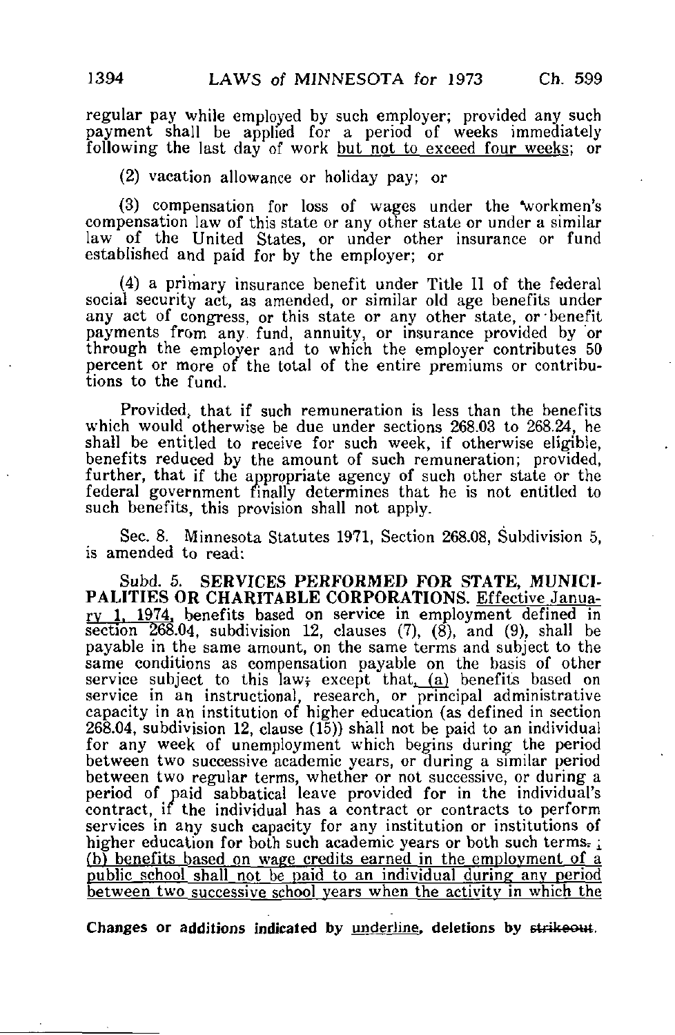regular pay while employed by such employer; provided any such payment shall be applied for a period of weeks immediately following the last day of work <u>but not to exceed four weeks</u>; or

(2) vacation allowance or holiday pay; or

(3) compensation for loss of wages under the workmen's compensation law of this state or any other state or under a similar law of the United States, or under other insurance or fund established and paid for by the employer; or

(4) a primary insurance benefit under Title II of the federal social security act, as amended, or similar old age benefits under any act of congress, or this state or any other state, or benefit payments from any fund, annuity, or insurance provided by or through the employer and to which the employer contributes 50 percent or more of the total of the entire premiums or contributions to the fund.

Provided, that if such remuneration is less than the benefits which would otherwise be due under sections 268.03 to 268.24, he shall be entitled to receive for such week, if otherwise eligible, benefits reduced by the amount of such remuneration; provided, further, that if the appropriate agency of such other state or the federal government finally determines that he is not entitled to such benefits, this provision shall not apply.

Sec. 8. Minnesota Statutes 1971, Section 268.08, Subdivision 5, is amended to read:

Subd. 5. **SERVICES PERFORMED FOR STATE, MUNICIPALITIES OR CHARITABLE CORPORATIONS.** <u>Effective January 1, 1974,</u> benefits based on service in employment defined in section 268.04, subdivision 12, clauses (7), (8), and (9), shall be payable in the same amount, on the same terms and subject to the same conditions as compensation payable on the basis of other service subject to this law; except that<u>, (a)</u> benefits based on service in an instructional, research, or principal administrative capacity in an institution of higher education (as defined in section 268.04, subdivision 12, clause (15)) shall not be paid to an individual for any week of unemployment which begins during the period between two successive academic years, or during a similar period between two regular terms, whether or not successive, or during a period of paid sabbatical leave provided for in the individual's contract, if the individual has a contract or contracts to perform services in any such capacity for any institution or institutions of higher education for both such academic years or both such terms~~.~~<u>;</u> <u>(b) benefits based on wage credits earned in the employment of a public school shall not be paid to an individual during any period between two successive school years when the activity in which the</u>

Changes or additions indicated by <u>underline</u>, deletions by ~~strikeout~~.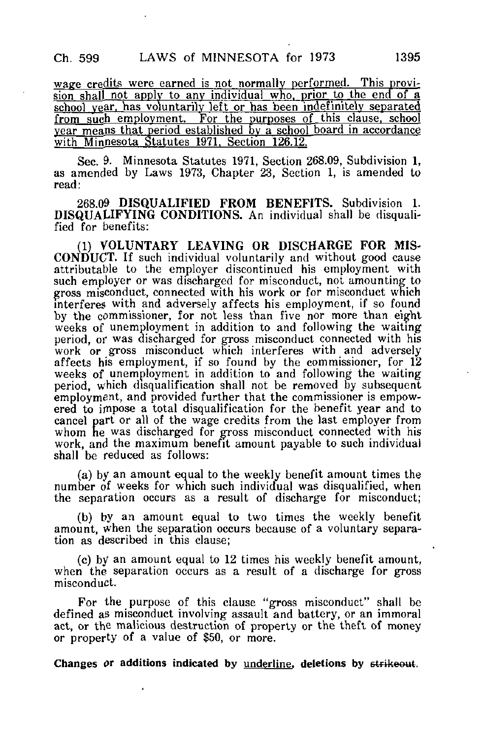wage credits were earned is not normally performed. This provision shall not apply to any individual who, prior to the end of a school year, has voluntarily left or has been indefinitely separated from such employment. For the purposes of this clause, school year means that period established by a school board in accordance with Minnesota Statutes 1971, Section 126.12.

Sec. 9. Minnesota Statutes 1971, Section 268.09, Subdivision 1, as amended by Laws 1973, Chapter 23, Section 1, is amended to read:

268.09 **DISQUALIFIED FROM BENEFITS.** Subdivision 1. **DISQUALIFYING CONDITIONS.** An individual shall be disqualified for benefits:

(1) **VOLUNTARY LEAVING OR DISCHARGE FOR MISCONDUCT.** If such individual voluntarily and without good cause attributable to the employer discontinued his employment with such employer or was discharged for misconduct, not amounting to gross misconduct, connected with his work or for misconduct which interferes with and adversely affects his employment, if so found by the commissioner, for not less than five nor more than eight weeks of unemployment in addition to and following the waiting period, or was discharged for gross misconduct connected with his work or gross misconduct which interferes with and adversely affects his employment, if so found by the commissioner, for 12 weeks of unemployment in addition to and following the waiting period, which disqualification shall not be removed by subsequent employment, and provided further that the commissioner is empowered to impose a total disqualification for the benefit year and to cancel part or all of the wage credits from the last employer from whom he was discharged for gross misconduct connected with his work, and the maximum benefit amount payable to such individual shall be reduced as follows:

(a) by an amount equal to the weekly benefit amount times the number of weeks for which such individual was disqualified, when the separation occurs as a result of discharge for misconduct;

(b) by an amount equal to two times the weekly benefit amount, when the separation occurs because of a voluntary separation as described in this clause;

(c) by an amount equal to 12 times his weekly benefit amount, when the separation occurs as a result of a discharge for gross misconduct.

For the purpose of this clause "gross misconduct" shall be defined as misconduct involving assault and battery, or an immoral act, or the malicious destruction of property or the theft of money or property of a value of $50, or more.

**Changes or additions indicated by underline, deletions by ~~strikeout~~.**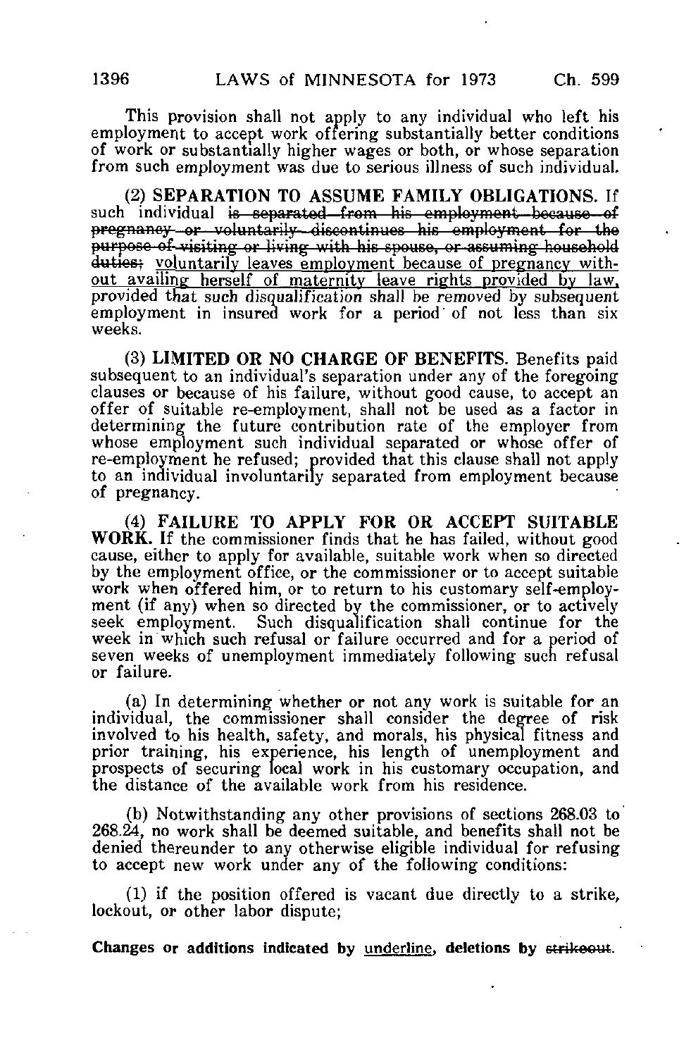This provision shall not apply to any individual who left his employment to accept work offering substantially better conditions of work or substantially higher wages or both, or whose separation from such employment was due to serious illness of such individual.

(2) **SEPARATION TO ASSUME FAMILY OBLIGATIONS.** If such individual ~~is separated from his employment because of pregnancy or voluntarily discontinues his employment for the purpose of visiting or living with his spouse, or assuming household duties;~~ voluntarily leaves employment because of pregnancy without availing herself of maternity leave rights provided by law, provided that such disqualification shall be removed by subsequent employment in insured work for a period of not less than six weeks.

(3) **LIMITED OR NO CHARGE OF BENEFITS.** Benefits paid subsequent to an individual's separation under any of the foregoing clauses or because of his failure, without good cause, to accept an offer of suitable re-employment, shall not be used as a factor in determining the future contribution rate of the employer from whose employment such individual separated or whose offer of re-employment he refused; provided that this clause shall not apply to an individual involuntarily separated from employment because of pregnancy.

(4) **FAILURE TO APPLY FOR OR ACCEPT SUITABLE WORK.** If the commissioner finds that he has failed, without good cause, either to apply for available, suitable work when so directed by the employment office, or the commissioner or to accept suitable work when offered him, or to return to his customary self-employment (if any) when so directed by the commissioner, or to actively seek employment. Such disqualification shall continue for the week in which such refusal or failure occurred and for a period of seven weeks of unemployment immediately following such refusal or failure.

(a) In determining whether or not any work is suitable for an individual, the commissioner shall consider the degree of risk involved to his health, safety, and morals, his physical fitness and prior training, his experience, his length of unemployment and prospects of securing local work in his customary occupation, and the distance of the available work from his residence.

(b) Notwithstanding any other provisions of sections 268.03 to 268.24, no work shall be deemed suitable, and benefits shall not be denied thereunder to any otherwise eligible individual for refusing to accept new work under any of the following conditions:

(1) if the position offered is vacant due directly to a strike, lockout, or other labor dispute;

**Changes or additions indicated by underline, deletions by ~~strikeout~~.**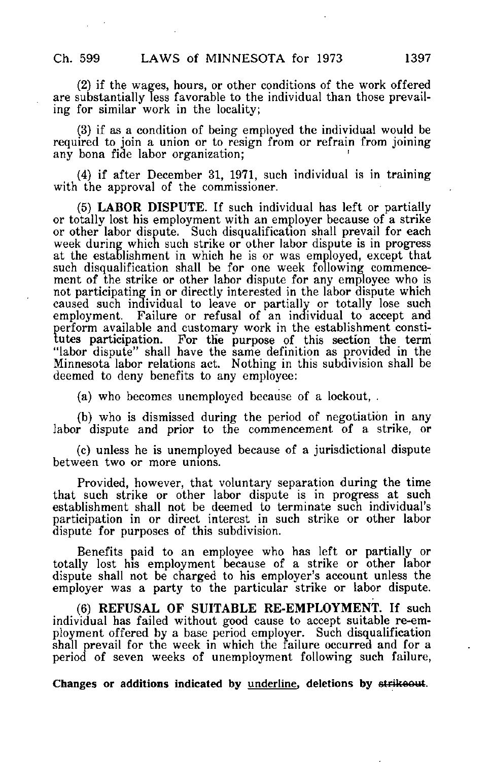(2) if the wages, hours, or other conditions of the work offered are substantially less favorable to the individual than those prevailing for similar work in the locality;

(3) if as a condition of being employed the individual would be required to join a union or to resign from or refrain from joining any bona fide labor organization;

(4) if after December 31, 1971, such individual is in training with the approval of the commissioner.

(5) **LABOR DISPUTE.** If such individual has left or partially or totally lost his employment with an employer because of a strike or other labor dispute. Such disqualification shall prevail for each week during which such strike or other labor dispute is in progress at the establishment in which he is or was employed, except that such disqualification shall be for one week following commencement of the strike or other labor dispute for any employee who is not participating in or directly interested in the labor dispute which caused such individual to leave or partially or totally lose such employment. Failure or refusal of an individual to accept and perform available and customary work in the establishment constitutes participation. For the purpose of this section the term "labor dispute" shall have the same definition as provided in the Minnesota labor relations act. Nothing in this subdivision shall be deemed to deny benefits to any employee:

(a) who becomes unemployed because of a lockout, .

(b) who is dismissed during the period of negotiation in any labor dispute and prior to the commencement of a strike, or

(c) unless he is unemployed because of a jurisdictional dispute between two or more unions.

Provided, however, that voluntary separation during the time that such strike or other labor dispute is in progress at such establishment shall not be deemed to terminate such individual's participation in or direct interest in such strike or other labor dispute for purposes of this subdivision.

Benefits paid to an employee who has left or partially or totally lost his employment because of a strike or other labor dispute shall not be charged to his employer's account unless the employer was a party to the particular strike or labor dispute.

(6) **REFUSAL OF SUITABLE RE-EMPLOYMENT.** If such individual has failed without good cause to accept suitable re-employment offered by a base period employer. Such disqualification shall prevail for the week in which the failure occurred and for a period of seven weeks of unemployment following such failure,

**Changes or additions indicated by underline, deletions by ~~strikeout~~.**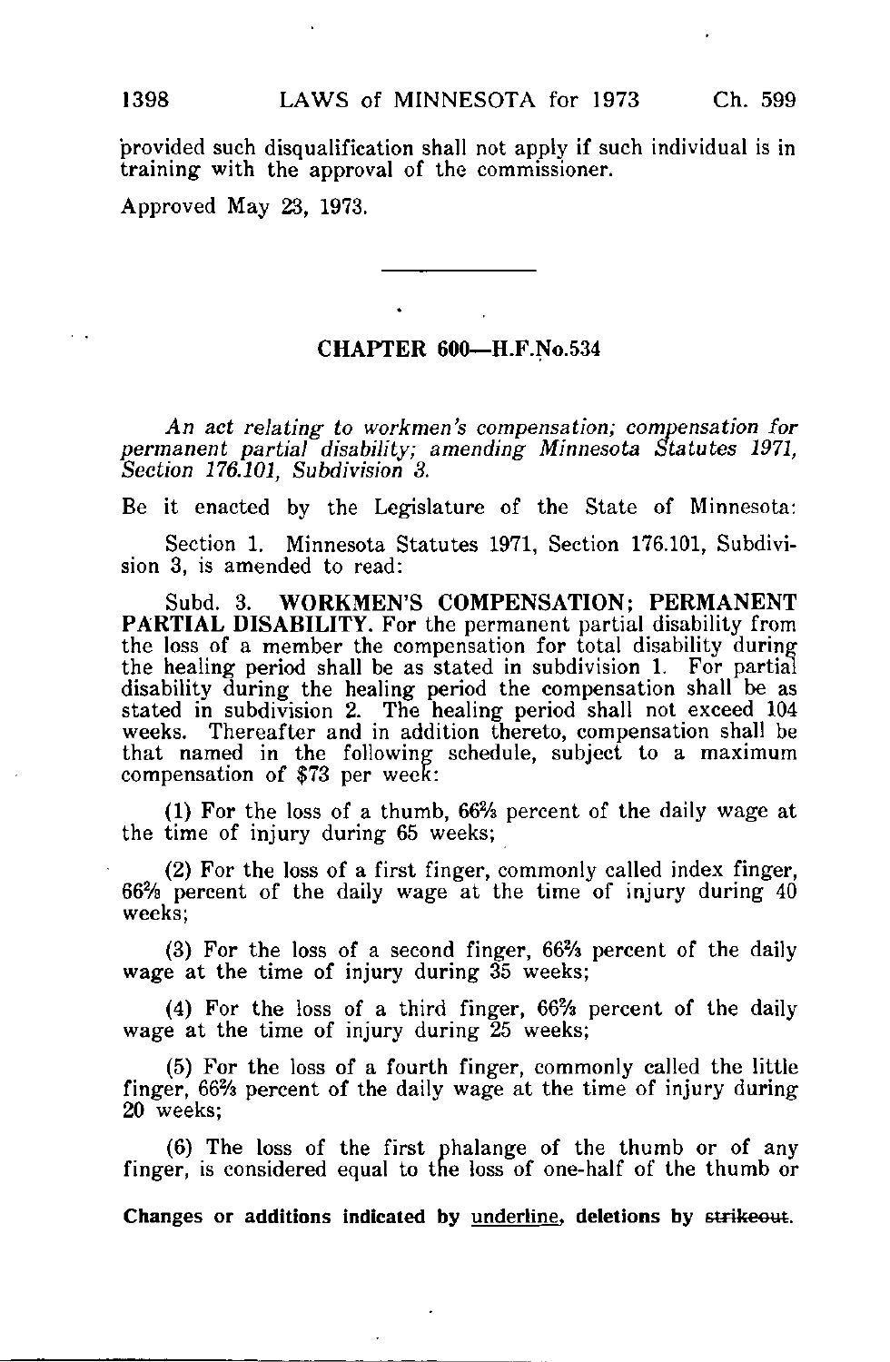provided such disqualification shall not apply if such individual is in training with the approval of the commissioner.

Approved May 23, 1973.

---

## CHAPTER 600—H.F.No.534

*An act relating to workmen's compensation; compensation for permanent partial disability; amending Minnesota Statutes 1971, Section 176.101, Subdivision 3.*

Be it enacted by the Legislature of the State of Minnesota:

Section 1. Minnesota Statutes 1971, Section 176.101, Subdivision 3, is amended to read:

Subd. 3. **WORKMEN'S COMPENSATION; PERMANENT PARTIAL DISABILITY.** For the permanent partial disability from the loss of a member the compensation for total disability during the healing period shall be as stated in subdivision 1. For partial disability during the healing period the compensation shall be as stated in subdivision 2. The healing period shall not exceed 104 weeks. Thereafter and in addition thereto, compensation shall be that named in the following schedule, subject to a maximum compensation of $73 per week:

(1) For the loss of a thumb, 66⅔ percent of the daily wage at the time of injury during 65 weeks;

(2) For the loss of a first finger, commonly called index finger, 66⅔ percent of the daily wage at the time of injury during 40 weeks;

(3) For the loss of a second finger, 66⅔ percent of the daily wage at the time of injury during 35 weeks;

(4) For the loss of a third finger, 66⅔ percent of the daily wage at the time of injury during 25 weeks;

(5) For the loss of a fourth finger, commonly called the little finger, 66⅔ percent of the daily wage at the time of injury during 20 weeks;

(6) The loss of the first phalange of the thumb or of any finger, is considered equal to the loss of one-half of the thumb or

**Changes or additions indicated by underline, deletions by ~~strikeout~~.**